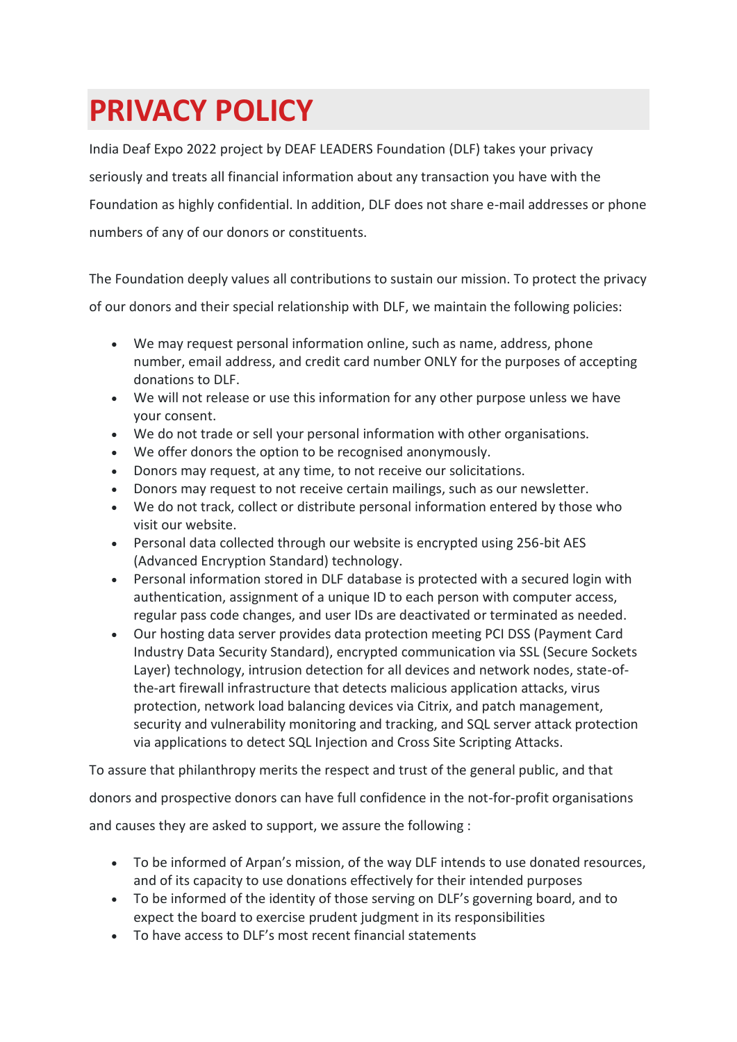# PRIVACY POLICY

India Deaf Expo 2022 project by DEAF LEADERS Foundation (DLF) takes your privacy seriously and treats all financial information about any transaction you have with the Foundation as highly confidential. In addition, DLF does not share e-mail addresses or phone numbers of any of our donors or constituents.

The Foundation deeply values all contributions to sustain our mission. To protect the privacy of our donors and their special relationship with DLF, we maintain the following policies:

- We may request personal information online, such as name, address, phone number, email address, and credit card number ONLY for the purposes of accepting donations to DLF.
- We will not release or use this information for any other purpose unless we have your consent.
- We do not trade or sell your personal information with other organisations.
- We offer donors the option to be recognised anonymously.
- Donors may request, at any time, to not receive our solicitations.
- Donors may request to not receive certain mailings, such as our newsletter.
- We do not track, collect or distribute personal information entered by those who visit our website.
- Personal data collected through our website is encrypted using 256-bit AES (Advanced Encryption Standard) technology.
- Personal information stored in DLF database is protected with a secured login with authentication, assignment of a unique ID to each person with computer access, regular pass code changes, and user IDs are deactivated or terminated as needed.
- Our hosting data server provides data protection meeting PCI DSS (Payment Card Industry Data Security Standard), encrypted communication via SSL (Secure Sockets Layer) technology, intrusion detection for all devices and network nodes, state-of-the-art firewall infrastructure that detects malicious application attacks, virus protection, network load balancing devices via Citrix, and patch management, security and vulnerability monitoring and tracking, and SQL server attack protection via applications to detect SQL Injection and Cross Site Scripting Attacks.

To assure that philanthropy merits the respect and trust of the general public, and that donors and prospective donors can have full confidence in the not-for-profit organisations and causes they are asked to support, we assure the following :

- To be informed of Arpan's mission, of the way DLF intends to use donated resources, and of its capacity to use donations effectively for their intended purposes
- To be informed of the identity of those serving on DLF's governing board, and to expect the board to exercise prudent judgment in its responsibilities
- To have access to DLF's most recent financial statements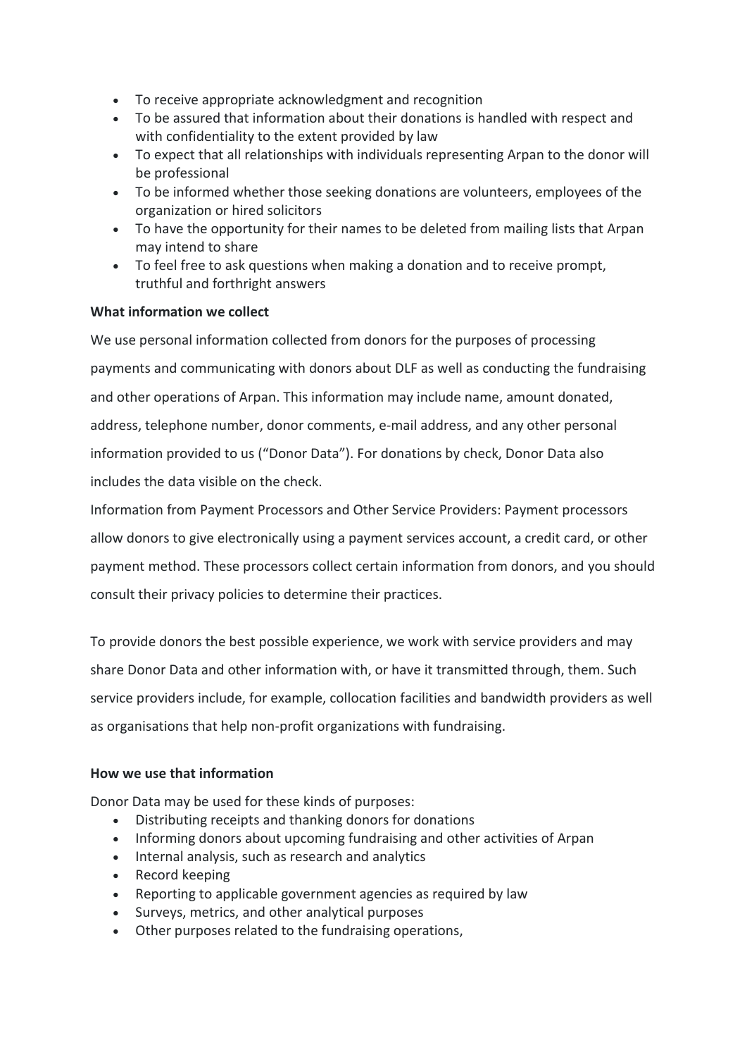- To receive appropriate acknowledgment and recognition
- To be assured that information about their donations is handled with respect and with confidentiality to the extent provided by law
- To expect that all relationships with individuals representing Arpan to the donor will be professional
- To be informed whether those seeking donations are volunteers, employees of the organization or hired solicitors
- To have the opportunity for their names to be deleted from mailing lists that Arpan may intend to share
- To feel free to ask questions when making a donation and to receive prompt, truthful and forthright answers

**What information we collect**

We use personal information collected from donors for the purposes of processing payments and communicating with donors about DLF as well as conducting the fundraising and other operations of Arpan. This information may include name, amount donated, address, telephone number, donor comments, e-mail address, and any other personal information provided to us ("Donor Data"). For donations by check, Donor Data also includes the data visible on the check.

Information from Payment Processors and Other Service Providers: Payment processors allow donors to give electronically using a payment services account, a credit card, or other payment method. These processors collect certain information from donors, and you should consult their privacy policies to determine their practices.

To provide donors the best possible experience, we work with service providers and may share Donor Data and other information with, or have it transmitted through, them. Such service providers include, for example, collocation facilities and bandwidth providers as well as organisations that help non-profit organizations with fundraising.

**How we use that information**

Donor Data may be used for these kinds of purposes:

- Distributing receipts and thanking donors for donations
- Informing donors about upcoming fundraising and other activities of Arpan
- Internal analysis, such as research and analytics
- Record keeping
- Reporting to applicable government agencies as required by law
- Surveys, metrics, and other analytical purposes
- Other purposes related to the fundraising operations,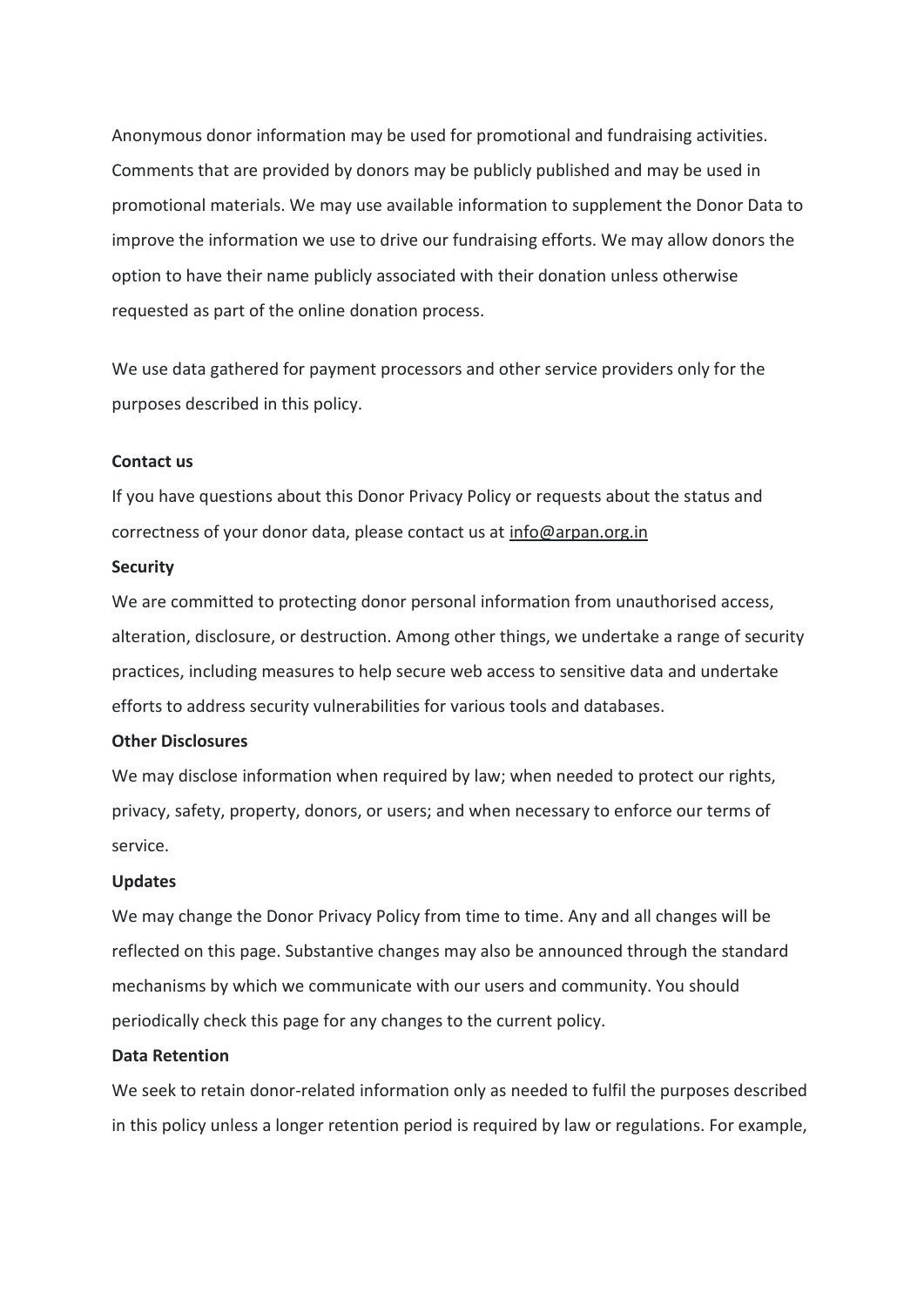Anonymous donor information may be used for promotional and fundraising activities. Comments that are provided by donors may be publicly published and may be used in promotional materials. We may use available information to supplement the Donor Data to improve the information we use to drive our fundraising efforts. We may allow donors the option to have their name publicly associated with their donation unless otherwise requested as part of the online donation process.

We use data gathered for payment processors and other service providers only for the purposes described in this policy.

**Contact us**

If you have questions about this Donor Privacy Policy or requests about the status and correctness of your donor data, please contact us at info@arpan.org.in

**Security**

We are committed to protecting donor personal information from unauthorised access, alteration, disclosure, or destruction. Among other things, we undertake a range of security practices, including measures to help secure web access to sensitive data and undertake efforts to address security vulnerabilities for various tools and databases.

**Other Disclosures**

We may disclose information when required by law; when needed to protect our rights, privacy, safety, property, donors, or users; and when necessary to enforce our terms of service.

**Updates**

We may change the Donor Privacy Policy from time to time. Any and all changes will be reflected on this page. Substantive changes may also be announced through the standard mechanisms by which we communicate with our users and community. You should periodically check this page for any changes to the current policy.

**Data Retention**

We seek to retain donor-related information only as needed to fulfil the purposes described in this policy unless a longer retention period is required by law or regulations. For example,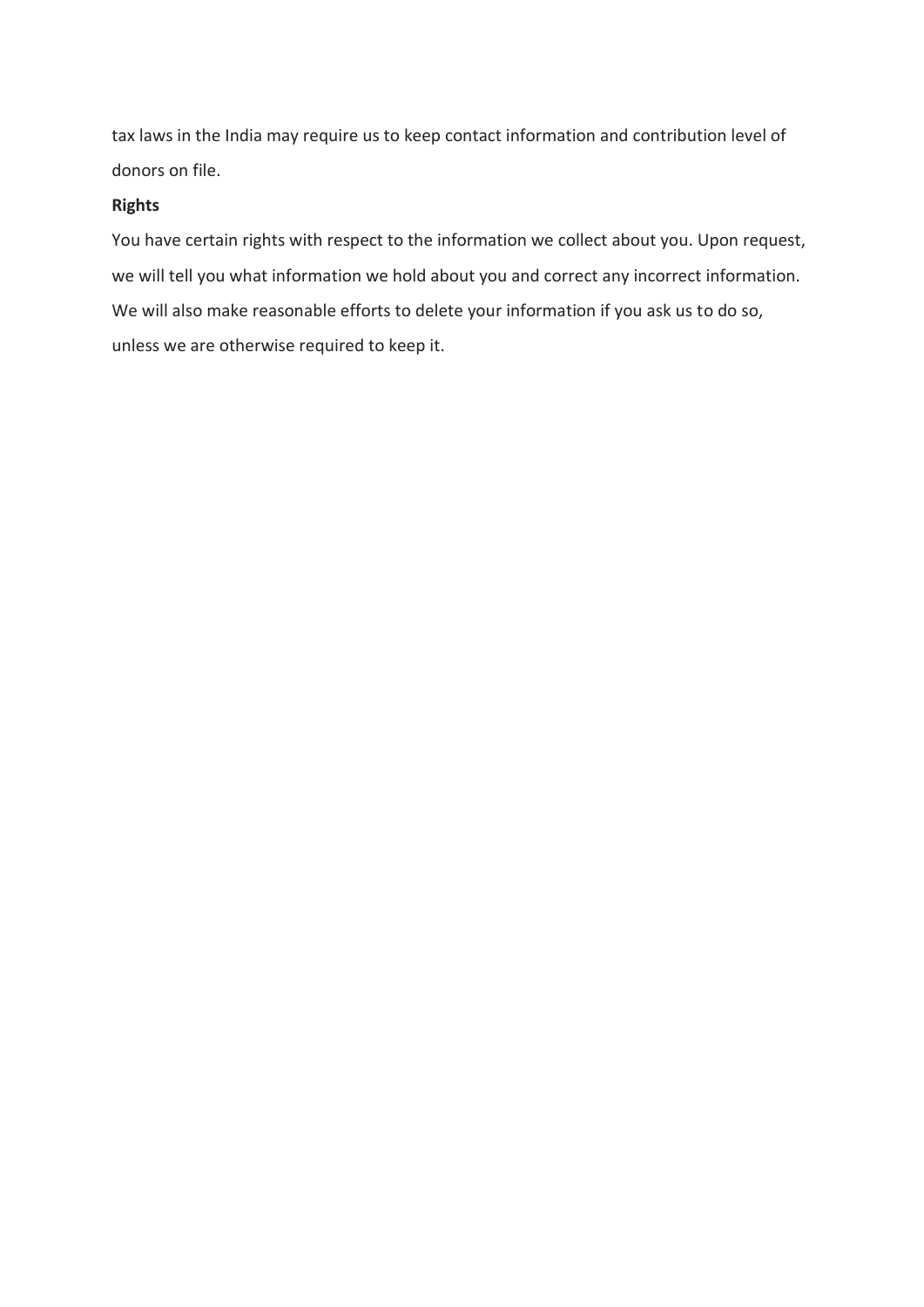tax laws in the India may require us to keep contact information and contribution level of donors on file.

**Rights**

You have certain rights with respect to the information we collect about you. Upon request, we will tell you what information we hold about you and correct any incorrect information. We will also make reasonable efforts to delete your information if you ask us to do so, unless we are otherwise required to keep it.